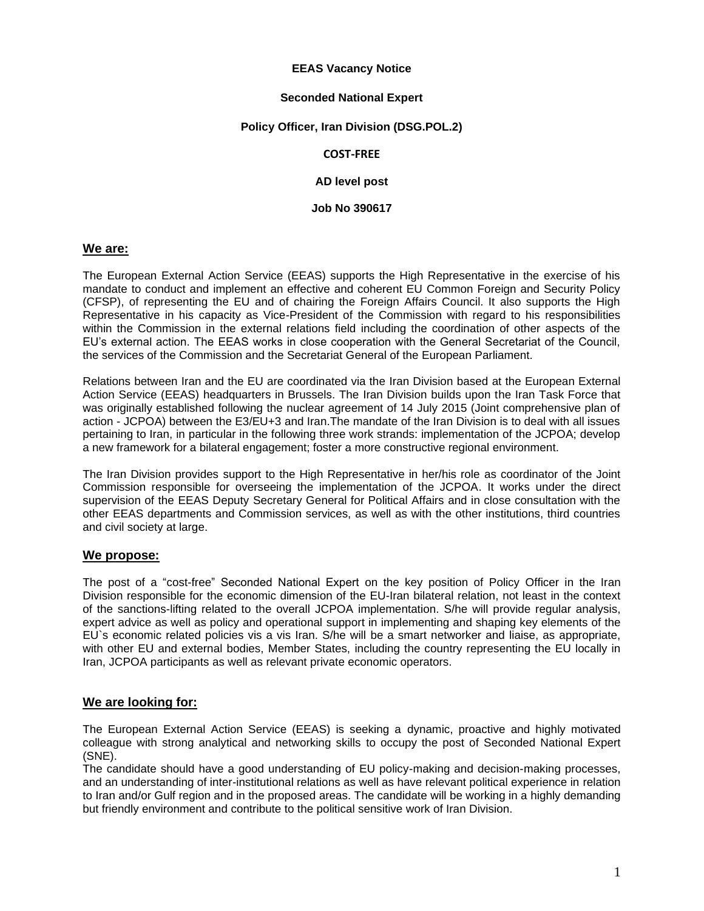**EEAS Vacancy Notice**

**Seconded National Expert**

**Policy Officer, Iran Division (DSG.POL.2)**

**COST-FREE**

**AD level post**

**Job No 390617**

## We are:

The European External Action Service (EEAS) supports the High Representative in the exercise of his mandate to conduct and implement an effective and coherent EU Common Foreign and Security Policy (CFSP), of representing the EU and of chairing the Foreign Affairs Council. It also supports the High Representative in his capacity as Vice-President of the Commission with regard to his responsibilities within the Commission in the external relations field including the coordination of other aspects of the EU's external action. The EEAS works in close cooperation with the General Secretariat of the Council, the services of the Commission and the Secretariat General of the European Parliament.

Relations between Iran and the EU are coordinated via the Iran Division based at the European External Action Service (EEAS) headquarters in Brussels. The Iran Division builds upon the Iran Task Force that was originally established following the nuclear agreement of 14 July 2015 (Joint comprehensive plan of action - JCPOA) between the E3/EU+3 and Iran.The mandate of the Iran Division is to deal with all issues pertaining to Iran, in particular in the following three work strands: implementation of the JCPOA; develop a new framework for a bilateral engagement; foster a more constructive regional environment.

The Iran Division provides support to the High Representative in her/his role as coordinator of the Joint Commission responsible for overseeing the implementation of the JCPOA. It works under the direct supervision of the EEAS Deputy Secretary General for Political Affairs and in close consultation with the other EEAS departments and Commission services, as well as with the other institutions, third countries and civil society at large.

## We propose:

The post of a "cost-free" Seconded National Expert on the key position of Policy Officer in the Iran Division responsible for the economic dimension of the EU-Iran bilateral relation, not least in the context of the sanctions-lifting related to the overall JCPOA implementation. S/he will provide regular analysis, expert advice as well as policy and operational support in implementing and shaping key elements of the EU`s economic related policies vis a vis Iran. S/he will be a smart networker and liaise, as appropriate, with other EU and external bodies, Member States, including the country representing the EU locally in Iran, JCPOA participants as well as relevant private economic operators.

## We are looking for:

The European External Action Service (EEAS) is seeking a dynamic, proactive and highly motivated colleague with strong analytical and networking skills to occupy the post of Seconded National Expert (SNE).

The candidate should have a good understanding of EU policy-making and decision-making processes, and an understanding of inter-institutional relations as well as have relevant political experience in relation to Iran and/or Gulf region and in the proposed areas. The candidate will be working in a highly demanding but friendly environment and contribute to the political sensitive work of Iran Division.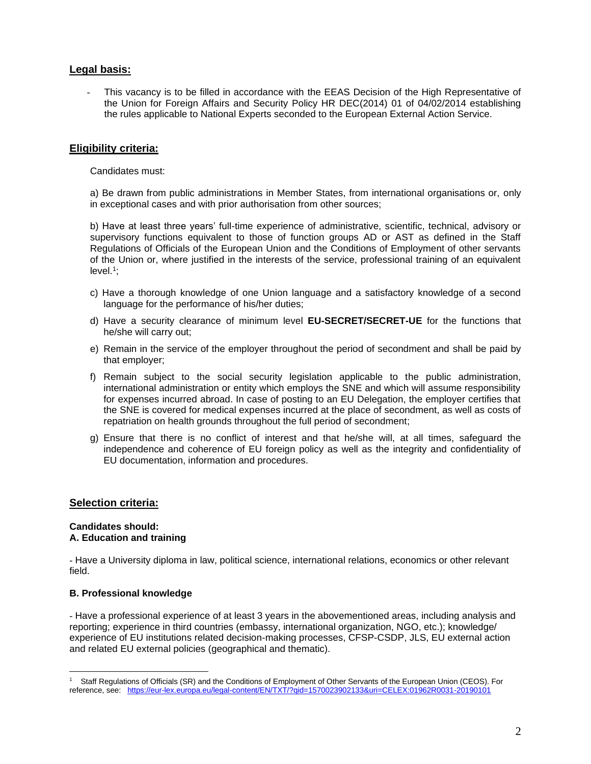## Legal basis:

- This vacancy is to be filled in accordance with the EEAS Decision of the High Representative of the Union for Foreign Affairs and Security Policy HR DEC(2014) 01 of 04/02/2014 establishing the rules applicable to National Experts seconded to the European External Action Service.

## Eligibility criteria:

Candidates must:

a) Be drawn from public administrations in Member States, from international organisations or, only in exceptional cases and with prior authorisation from other sources;

b) Have at least three years' full-time experience of administrative, scientific, technical, advisory or supervisory functions equivalent to those of function groups AD or AST as defined in the Staff Regulations of Officials of the European Union and the Conditions of Employment of other servants of the Union or, where justified in the interests of the service, professional training of an equivalent level.[1];

c) Have a thorough knowledge of one Union language and a satisfactory knowledge of a second language for the performance of his/her duties;

d) Have a security clearance of minimum level **EU-SECRET/SECRET-UE** for the functions that he/she will carry out;

e) Remain in the service of the employer throughout the period of secondment and shall be paid by that employer;

f) Remain subject to the social security legislation applicable to the public administration, international administration or entity which employs the SNE and which will assume responsibility for expenses incurred abroad. In case of posting to an EU Delegation, the employer certifies that the SNE is covered for medical expenses incurred at the place of secondment, as well as costs of repatriation on health grounds throughout the full period of secondment;

g) Ensure that there is no conflict of interest and that he/she will, at all times, safeguard the independence and coherence of EU foreign policy as well as the integrity and confidentiality of EU documentation, information and procedures.

## Selection criteria:

**Candidates should:**
**A. Education and training**

- Have a University diploma in law, political science, international relations, economics or other relevant field.

**B. Professional knowledge**

- Have a professional experience of at least 3 years in the abovementioned areas, including analysis and reporting; experience in third countries (embassy, international organization, NGO, etc.); knowledge/ experience of EU institutions related decision-making processes, CFSP-CSDP, JLS, EU external action and related EU external policies (geographical and thematic).

---

[1] Staff Regulations of Officials (SR) and the Conditions of Employment of Other Servants of the European Union (CEOS). For reference, see: https://eur-lex.europa.eu/legal-content/EN/TXT/?qid=1570023902133&uri=CELEX:01962R0031-20190101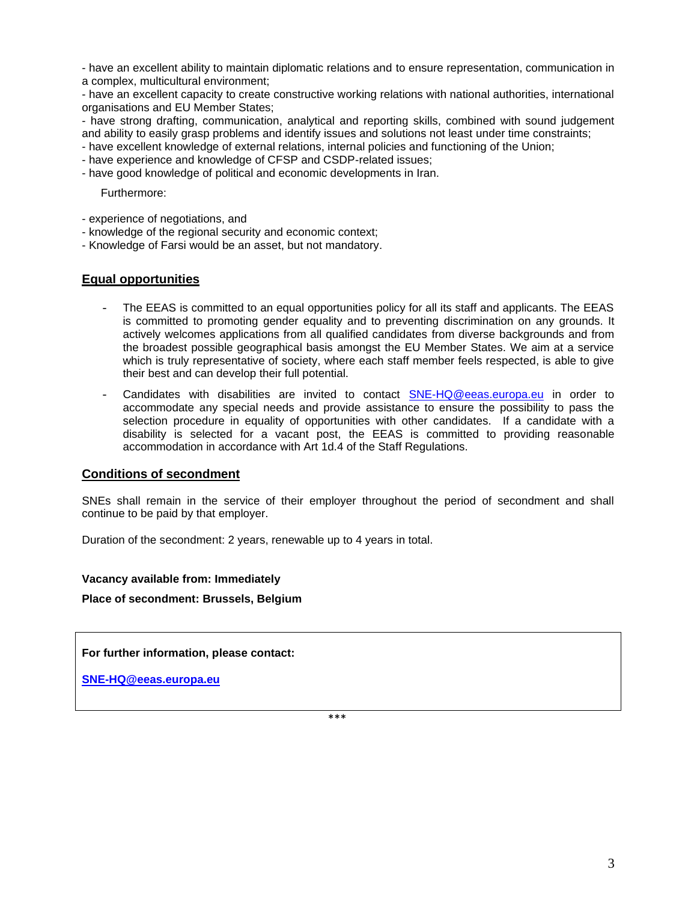- have an excellent ability to maintain diplomatic relations and to ensure representation, communication in a complex, multicultural environment;
- have an excellent capacity to create constructive working relations with national authorities, international organisations and EU Member States;
- have strong drafting, communication, analytical and reporting skills, combined with sound judgement and ability to easily grasp problems and identify issues and solutions not least under time constraints;
- have excellent knowledge of external relations, internal policies and functioning of the Union;
- have experience and knowledge of CFSP and CSDP-related issues;
- have good knowledge of political and economic developments in Iran.

Furthermore:

- experience of negotiations, and
- knowledge of the regional security and economic context;
- Knowledge of Farsi would be an asset, but not mandatory.

## Equal opportunities

- The EEAS is committed to an equal opportunities policy for all its staff and applicants. The EEAS is committed to promoting gender equality and to preventing discrimination on any grounds. It actively welcomes applications from all qualified candidates from diverse backgrounds and from the broadest possible geographical basis amongst the EU Member States. We aim at a service which is truly representative of society, where each staff member feels respected, is able to give their best and can develop their full potential.
- Candidates with disabilities are invited to contact SNE-HQ@eeas.europa.eu in order to accommodate any special needs and provide assistance to ensure the possibility to pass the selection procedure in equality of opportunities with other candidates. If a candidate with a disability is selected for a vacant post, the EEAS is committed to providing reasonable accommodation in accordance with Art 1d.4 of the Staff Regulations.

## Conditions of secondment

SNEs shall remain in the service of their employer throughout the period of secondment and shall continue to be paid by that employer.

Duration of the secondment: 2 years, renewable up to 4 years in total.

**Vacancy available from: Immediately**

**Place of secondment: Brussels, Belgium**

**For further information, please contact:**

**SNE-HQ@eeas.europa.eu**

***